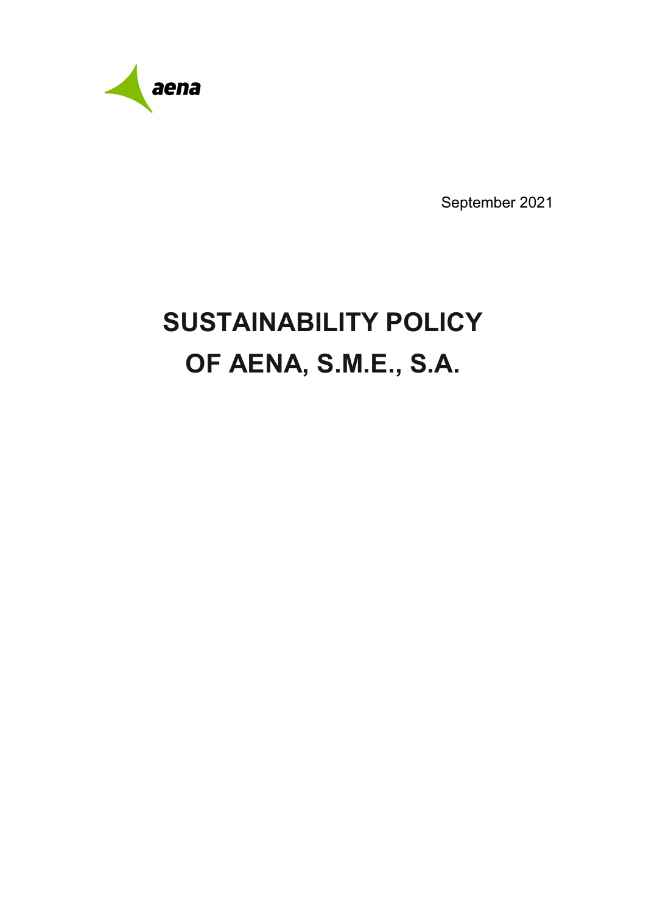aena

September 2021

# SUSTAINABILITY POLICY OF AENA, S.M.E., S.A.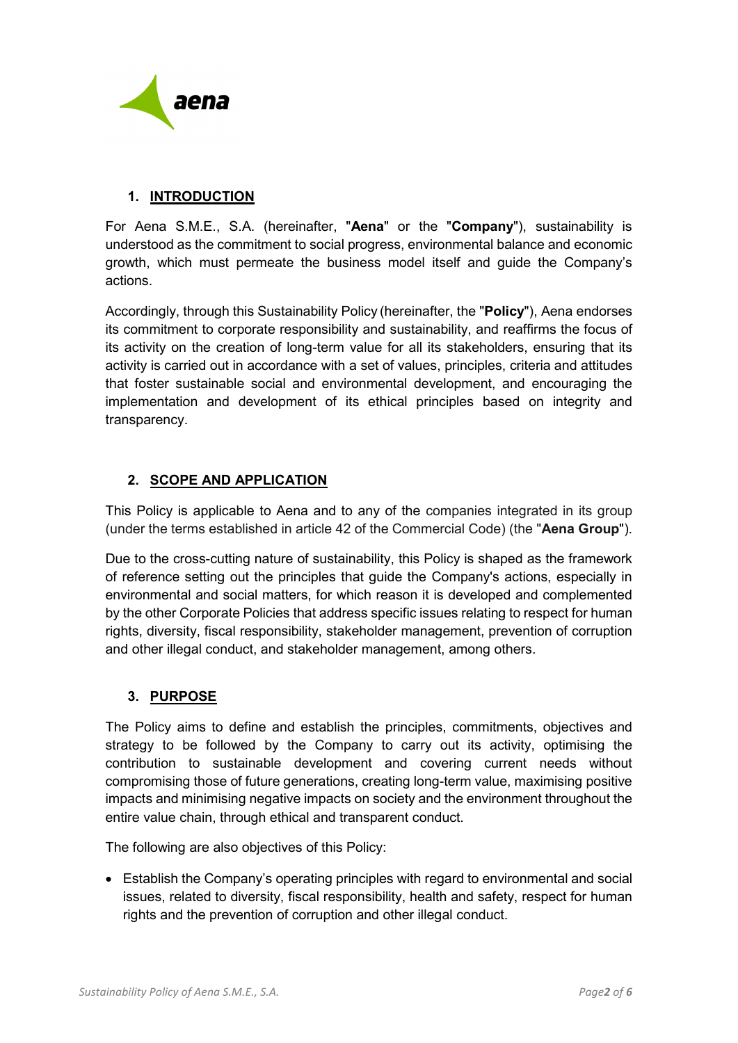## 1. INTRODUCTION

For Aena S.M.E., S.A. (hereinafter, "**Aena**" or the "**Company**"), sustainability is understood as the commitment to social progress, environmental balance and economic growth, which must permeate the business model itself and guide the Company's actions.

Accordingly, through this Sustainability Policy (hereinafter, the "**Policy**"), Aena endorses its commitment to corporate responsibility and sustainability, and reaffirms the focus of its activity on the creation of long-term value for all its stakeholders, ensuring that its activity is carried out in accordance with a set of values, principles, criteria and attitudes that foster sustainable social and environmental development, and encouraging the implementation and development of its ethical principles based on integrity and transparency.

## 2. SCOPE AND APPLICATION

This Policy is applicable to Aena and to any of the companies integrated in its group (under the terms established in article 42 of the Commercial Code) (the "**Aena Group**").

Due to the cross-cutting nature of sustainability, this Policy is shaped as the framework of reference setting out the principles that guide the Company's actions, especially in environmental and social matters, for which reason it is developed and complemented by the other Corporate Policies that address specific issues relating to respect for human rights, diversity, fiscal responsibility, stakeholder management, prevention of corruption and other illegal conduct, and stakeholder management, among others.

## 3. PURPOSE

The Policy aims to define and establish the principles, commitments, objectives and strategy to be followed by the Company to carry out its activity, optimising the contribution to sustainable development and covering current needs without compromising those of future generations, creating long-term value, maximising positive impacts and minimising negative impacts on society and the environment throughout the entire value chain, through ethical and transparent conduct.

The following are also objectives of this Policy:

- Establish the Company's operating principles with regard to environmental and social issues, related to diversity, fiscal responsibility, health and safety, respect for human rights and the prevention of corruption and other illegal conduct.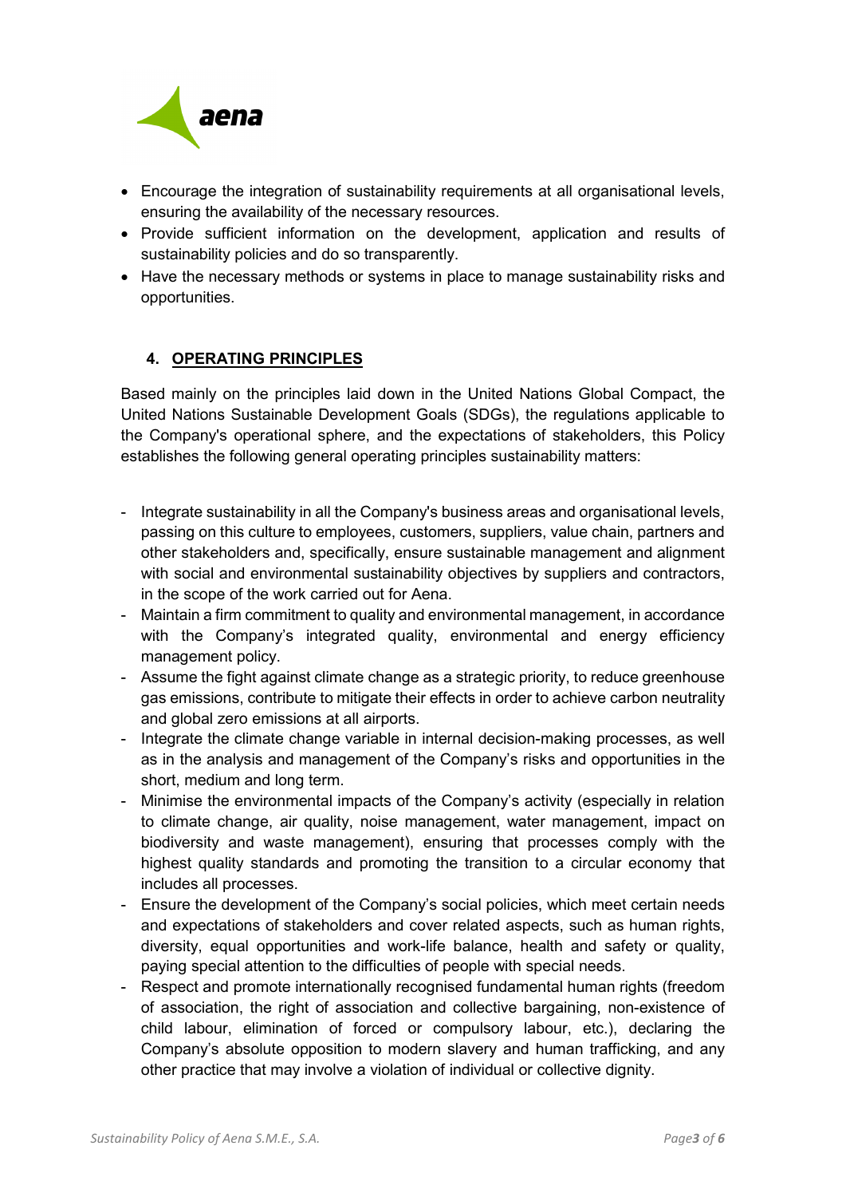- Encourage the integration of sustainability requirements at all organisational levels, ensuring the availability of the necessary resources.
- Provide sufficient information on the development, application and results of sustainability policies and do so transparently.
- Have the necessary methods or systems in place to manage sustainability risks and opportunities.

## 4. OPERATING PRINCIPLES

Based mainly on the principles laid down in the United Nations Global Compact, the United Nations Sustainable Development Goals (SDGs), the regulations applicable to the Company's operational sphere, and the expectations of stakeholders, this Policy establishes the following general operating principles sustainability matters:

- Integrate sustainability in all the Company's business areas and organisational levels, passing on this culture to employees, customers, suppliers, value chain, partners and other stakeholders and, specifically, ensure sustainable management and alignment with social and environmental sustainability objectives by suppliers and contractors, in the scope of the work carried out for Aena.
- Maintain a firm commitment to quality and environmental management, in accordance with the Company's integrated quality, environmental and energy efficiency management policy.
- Assume the fight against climate change as a strategic priority, to reduce greenhouse gas emissions, contribute to mitigate their effects in order to achieve carbon neutrality and global zero emissions at all airports.
- Integrate the climate change variable in internal decision-making processes, as well as in the analysis and management of the Company's risks and opportunities in the short, medium and long term.
- Minimise the environmental impacts of the Company's activity (especially in relation to climate change, air quality, noise management, water management, impact on biodiversity and waste management), ensuring that processes comply with the highest quality standards and promoting the transition to a circular economy that includes all processes.
- Ensure the development of the Company's social policies, which meet certain needs and expectations of stakeholders and cover related aspects, such as human rights, diversity, equal opportunities and work-life balance, health and safety or quality, paying special attention to the difficulties of people with special needs.
- Respect and promote internationally recognised fundamental human rights (freedom of association, the right of association and collective bargaining, non-existence of child labour, elimination of forced or compulsory labour, etc.), declaring the Company's absolute opposition to modern slavery and human trafficking, and any other practice that may involve a violation of individual or collective dignity.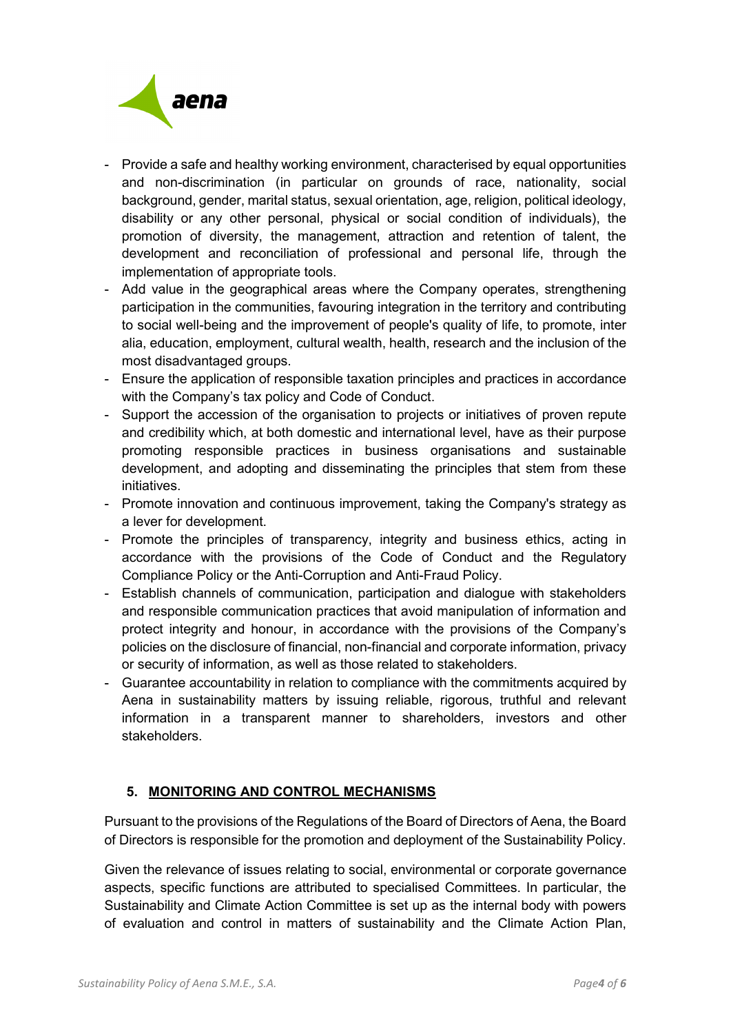- Provide a safe and healthy working environment, characterised by equal opportunities and non-discrimination (in particular on grounds of race, nationality, social background, gender, marital status, sexual orientation, age, religion, political ideology, disability or any other personal, physical or social condition of individuals), the promotion of diversity, the management, attraction and retention of talent, the development and reconciliation of professional and personal life, through the implementation of appropriate tools.
- Add value in the geographical areas where the Company operates, strengthening participation in the communities, favouring integration in the territory and contributing to social well-being and the improvement of people's quality of life, to promote, inter alia, education, employment, cultural wealth, health, research and the inclusion of the most disadvantaged groups.
- Ensure the application of responsible taxation principles and practices in accordance with the Company's tax policy and Code of Conduct.
- Support the accession of the organisation to projects or initiatives of proven repute and credibility which, at both domestic and international level, have as their purpose promoting responsible practices in business organisations and sustainable development, and adopting and disseminating the principles that stem from these initiatives.
- Promote innovation and continuous improvement, taking the Company's strategy as a lever for development.
- Promote the principles of transparency, integrity and business ethics, acting in accordance with the provisions of the Code of Conduct and the Regulatory Compliance Policy or the Anti-Corruption and Anti-Fraud Policy.
- Establish channels of communication, participation and dialogue with stakeholders and responsible communication practices that avoid manipulation of information and protect integrity and honour, in accordance with the provisions of the Company's policies on the disclosure of financial, non-financial and corporate information, privacy or security of information, as well as those related to stakeholders.
- Guarantee accountability in relation to compliance with the commitments acquired by Aena in sustainability matters by issuing reliable, rigorous, truthful and relevant information in a transparent manner to shareholders, investors and other stakeholders.

## 5. MONITORING AND CONTROL MECHANISMS

Pursuant to the provisions of the Regulations of the Board of Directors of Aena, the Board of Directors is responsible for the promotion and deployment of the Sustainability Policy.

Given the relevance of issues relating to social, environmental or corporate governance aspects, specific functions are attributed to specialised Committees. In particular, the Sustainability and Climate Action Committee is set up as the internal body with powers of evaluation and control in matters of sustainability and the Climate Action Plan,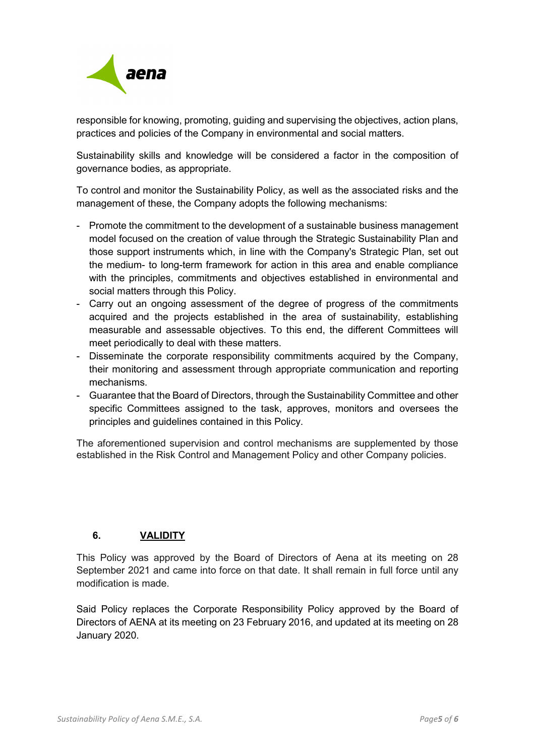responsible for knowing, promoting, guiding and supervising the objectives, action plans, practices and policies of the Company in environmental and social matters.

Sustainability skills and knowledge will be considered a factor in the composition of governance bodies, as appropriate.

To control and monitor the Sustainability Policy, as well as the associated risks and the management of these, the Company adopts the following mechanisms:

- Promote the commitment to the development of a sustainable business management model focused on the creation of value through the Strategic Sustainability Plan and those support instruments which, in line with the Company's Strategic Plan, set out the medium- to long-term framework for action in this area and enable compliance with the principles, commitments and objectives established in environmental and social matters through this Policy.
- Carry out an ongoing assessment of the degree of progress of the commitments acquired and the projects established in the area of sustainability, establishing measurable and assessable objectives. To this end, the different Committees will meet periodically to deal with these matters.
- Disseminate the corporate responsibility commitments acquired by the Company, their monitoring and assessment through appropriate communication and reporting mechanisms.
- Guarantee that the Board of Directors, through the Sustainability Committee and other specific Committees assigned to the task, approves, monitors and oversees the principles and guidelines contained in this Policy.

The aforementioned supervision and control mechanisms are supplemented by those established in the Risk Control and Management Policy and other Company policies.

## 6. VALIDITY

This Policy was approved by the Board of Directors of Aena at its meeting on 28 September 2021 and came into force on that date. It shall remain in full force until any modification is made.

Said Policy replaces the Corporate Responsibility Policy approved by the Board of Directors of AENA at its meeting on 23 February 2016, and updated at its meeting on 28 January 2020.